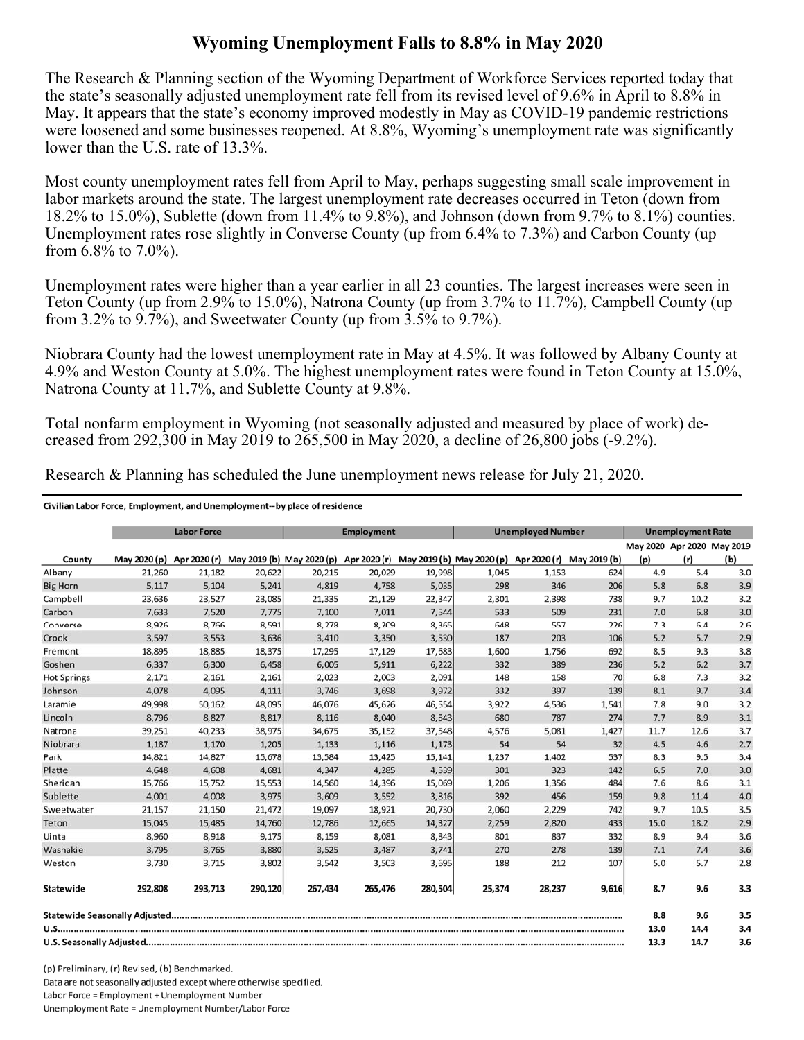# Wyoming Unemployment Falls to 8.8% in May 2020

The Research & Planning section of the Wyoming Department of Workforce Services reported today that the state's seasonally adjusted unemployment rate fell from its revised level of 9.6% in April to 8.8% in May. It appears that the state's economy improved modestly in May as COVID-19 pandemic restrictions were loosened and some businesses reopened. At 8.8%, Wyoming's unemployment rate was significantly lower than the U.S. rate of 13.3%.

Most county unemployment rates fell from April to May, perhaps suggesting small scale improvement in labor markets around the state. The largest unemployment rate decreases occurred in Teton (down from 18.2% to 15.0%), Sublette (down from 11.4% to 9.8%), and Johnson (down from 9.7% to 8.1%) counties. Unemployment rates rose slightly in Converse County (up from 6.4% to 7.3%) and Carbon County (up from 6.8% to 7.0%).

Unemployment rates were higher than a year earlier in all 23 counties. The largest increases were seen in Teton County (up from 2.9% to 15.0%), Natrona County (up from 3.7% to 11.7%), Campbell County (up from 3.2% to 9.7%), and Sweetwater County (up from 3.5% to 9.7%).

Niobrara County had the lowest unemployment rate in May at 4.5%. It was followed by Albany County at 4.9% and Weston County at 5.0%. The highest unemployment rates were found in Teton County at 15.0%, Natrona County at 11.7%, and Sublette County at 9.8%.

Total nonfarm employment in Wyoming (not seasonally adjusted and measured by place of work) decreased from 292,300 in May 2019 to 265,500 in May 2020, a decline of 26,800 jobs (-9.2%).

Research & Planning has scheduled the June unemployment news release for July 21, 2020.

**Civilian Labor Force, Employment, and Unemployment--by place of residence**

| | Labor Force | | | Employment | | | Unemployed Number | | | Unemployment Rate | | |
|---|---|---|---|---|---|---|---|---|---|---|---|---|
| County | May 2020 (p) | Apr 2020 (r) | May 2019 (b) | May 2020 (p) | Apr 2020 (r) | May 2019 (b) | May 2020 (p) | Apr 2020 (r) | May 2019 (b) | May 2020 (p) | Apr 2020 (r) | May 2019 (b) |
| Albany | 21,260 | 21,182 | 20,622 | 20,215 | 20,029 | 19,998 | 1,045 | 1,153 | 624 | 4.9 | 5.4 | 3.0 |
| Big Horn | 5,117 | 5,104 | 5,241 | 4,819 | 4,758 | 5,035 | 298 | 346 | 206 | 5.8 | 6.8 | 3.9 |
| Campbell | 23,636 | 23,527 | 23,085 | 21,335 | 21,129 | 22,347 | 2,301 | 2,398 | 738 | 9.7 | 10.2 | 3.2 |
| Carbon | 7,633 | 7,520 | 7,775 | 7,100 | 7,011 | 7,544 | 533 | 509 | 231 | 7.0 | 6.8 | 3.0 |
| Converse | 8,926 | 8,766 | 8,591 | 8,278 | 8,209 | 8,365 | 648 | 557 | 226 | 7.3 | 6.4 | 2.6 |
| Crook | 3,597 | 3,553 | 3,636 | 3,410 | 3,350 | 3,530 | 187 | 203 | 106 | 5.2 | 5.7 | 2.9 |
| Fremont | 18,895 | 18,885 | 18,375 | 17,295 | 17,129 | 17,683 | 1,600 | 1,756 | 692 | 8.5 | 9.3 | 3.8 |
| Goshen | 6,337 | 6,300 | 6,458 | 6,005 | 5,911 | 6,222 | 332 | 389 | 236 | 5.2 | 6.2 | 3.7 |
| Hot Springs | 2,171 | 2,161 | 2,161 | 2,023 | 2,003 | 2,091 | 148 | 158 | 70 | 6.8 | 7.3 | 3.2 |
| Johnson | 4,078 | 4,095 | 4,111 | 3,746 | 3,698 | 3,972 | 332 | 397 | 139 | 8.1 | 9.7 | 3.4 |
| Laramie | 49,998 | 50,162 | 48,095 | 46,076 | 45,626 | 46,554 | 3,922 | 4,536 | 1,541 | 7.8 | 9.0 | 3.2 |
| Lincoln | 8,796 | 8,827 | 8,817 | 8,116 | 8,040 | 8,543 | 680 | 787 | 274 | 7.7 | 8.9 | 3.1 |
| Natrona | 39,251 | 40,233 | 38,975 | 34,675 | 35,152 | 37,548 | 4,576 | 5,081 | 1,427 | 11.7 | 12.6 | 3.7 |
| Niobrara | 1,187 | 1,170 | 1,205 | 1,133 | 1,116 | 1,173 | 54 | 54 | 32 | 4.5 | 4.6 | 2.7 |
| Park | 14,821 | 14,827 | 15,678 | 13,584 | 13,425 | 15,141 | 1,237 | 1,402 | 537 | 8.3 | 9.5 | 3.4 |
| Platte | 4,648 | 4,608 | 4,681 | 4,347 | 4,285 | 4,539 | 301 | 323 | 142 | 6.5 | 7.0 | 3.0 |
| Sheridan | 15,766 | 15,752 | 15,553 | 14,560 | 14,396 | 15,069 | 1,206 | 1,356 | 484 | 7.6 | 8.6 | 3.1 |
| Sublette | 4,001 | 4,008 | 3,975 | 3,609 | 3,552 | 3,816 | 392 | 456 | 159 | 9.8 | 11.4 | 4.0 |
| Sweetwater | 21,157 | 21,150 | 21,472 | 19,097 | 18,921 | 20,730 | 2,060 | 2,229 | 742 | 9.7 | 10.5 | 3.5 |
| Teton | 15,045 | 15,485 | 14,760 | 12,786 | 12,665 | 14,327 | 2,259 | 2,820 | 433 | 15.0 | 18.2 | 2.9 |
| Uinta | 8,960 | 8,918 | 9,175 | 8,159 | 8,081 | 8,843 | 801 | 837 | 332 | 8.9 | 9.4 | 3.6 |
| Washakie | 3,795 | 3,765 | 3,880 | 3,525 | 3,487 | 3,741 | 270 | 278 | 139 | 7.1 | 7.4 | 3.6 |
| Weston | 3,730 | 3,715 | 3,802 | 3,542 | 3,503 | 3,695 | 188 | 212 | 107 | 5.0 | 5.7 | 2.8 |
| **Statewide** | **292,808** | **293,713** | **290,120** | **267,434** | **265,476** | **280,504** | **25,374** | **28,237** | **9,616** | **8.7** | **9.6** | **3.3** |
| **Statewide Seasonally Adjusted** | | | | | | | | | | **8.8** | **9.6** | **3.5** |
| **U.S.** | | | | | | | | | | **13.0** | **14.4** | **3.4** |
| **U.S. Seasonally Adjusted** | | | | | | | | | | **13.3** | **14.7** | **3.6** |

(p) Preliminary, (r) Revised, (b) Benchmarked.

Data are not seasonally adjusted except where otherwise specified.

Labor Force = Employment + Unemployment Number

Unemployment Rate = Unemployment Number/Labor Force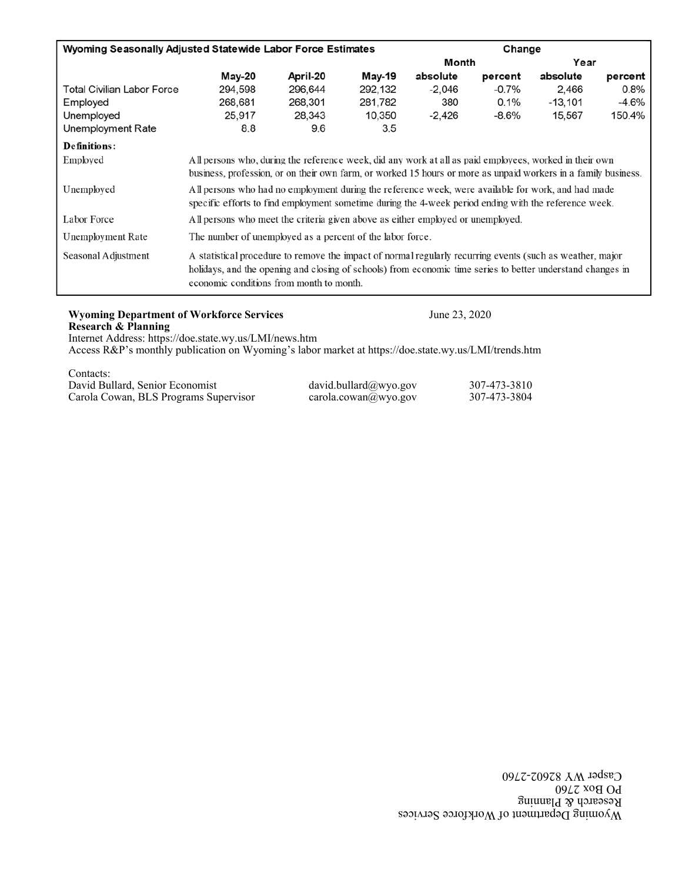| Wyoming Seasonally Adjusted Statewide Labor Force Estimates | | | | Change | | | |
|---|---|---|---|---|---|---|---|
| | | | | Month | | Year | |
| | May-20 | April-20 | May-19 | absolute | percent | absolute | percent |
| Total Civilian Labor Force | 294,598 | 296,644 | 292,132 | -2,046 | -0.7% | 2,466 | 0.8% |
| Employed | 268,681 | 268,301 | 281,782 | 380 | 0.1% | -13,101 | -4.6% |
| Unemployed | 25,917 | 28,343 | 10,350 | -2,426 | -8.6% | 15,567 | 150.4% |
| Unemployment Rate | 8.8 | 9.6 | 3.5 | | | | |

**Definitions:**

| | |
|---|---|
| Employed | All persons who, during the reference week, did any work at all as paid employees, worked in their own business, profession, or on their own farm, or worked 15 hours or more as unpaid workers in a family business. |
| Unemployed | All persons who had no employment during the reference week, were available for work, and had made specific efforts to find employment sometime during the 4-week period ending with the reference week. |
| Labor Force | All persons who meet the criteria given above as either employed or unemployed. |
| Unemployment Rate | The number of unemployed as a percent of the labor force. |
| Seasonal Adjustment | A statistical procedure to remove the impact of normal regularly recurring events (such as weather, major holidays, and the opening and closing of schools) from economic time series to better understand changes in economic conditions from month to month. |

**Wyoming Department of Workforce Services**
**Research & Planning**

June 23, 2020

Internet Address: https://doe.state.wy.us/LMI/news.htm
Access R&P's monthly publication on Wyoming's labor market at https://doe.state.wy.us/LMI/trends.htm

Contacts:

| | | |
|---|---|---|
| David Bullard, Senior Economist | david.bullard@wyo.gov | 307-473-3810 |
| Carola Cowan, BLS Programs Supervisor | carola.cowan@wyo.gov | 307-473-3804 |

Wyoming Department of Workforce Services
Research & Planning
PO Box 2760
Casper WY 82602-2760